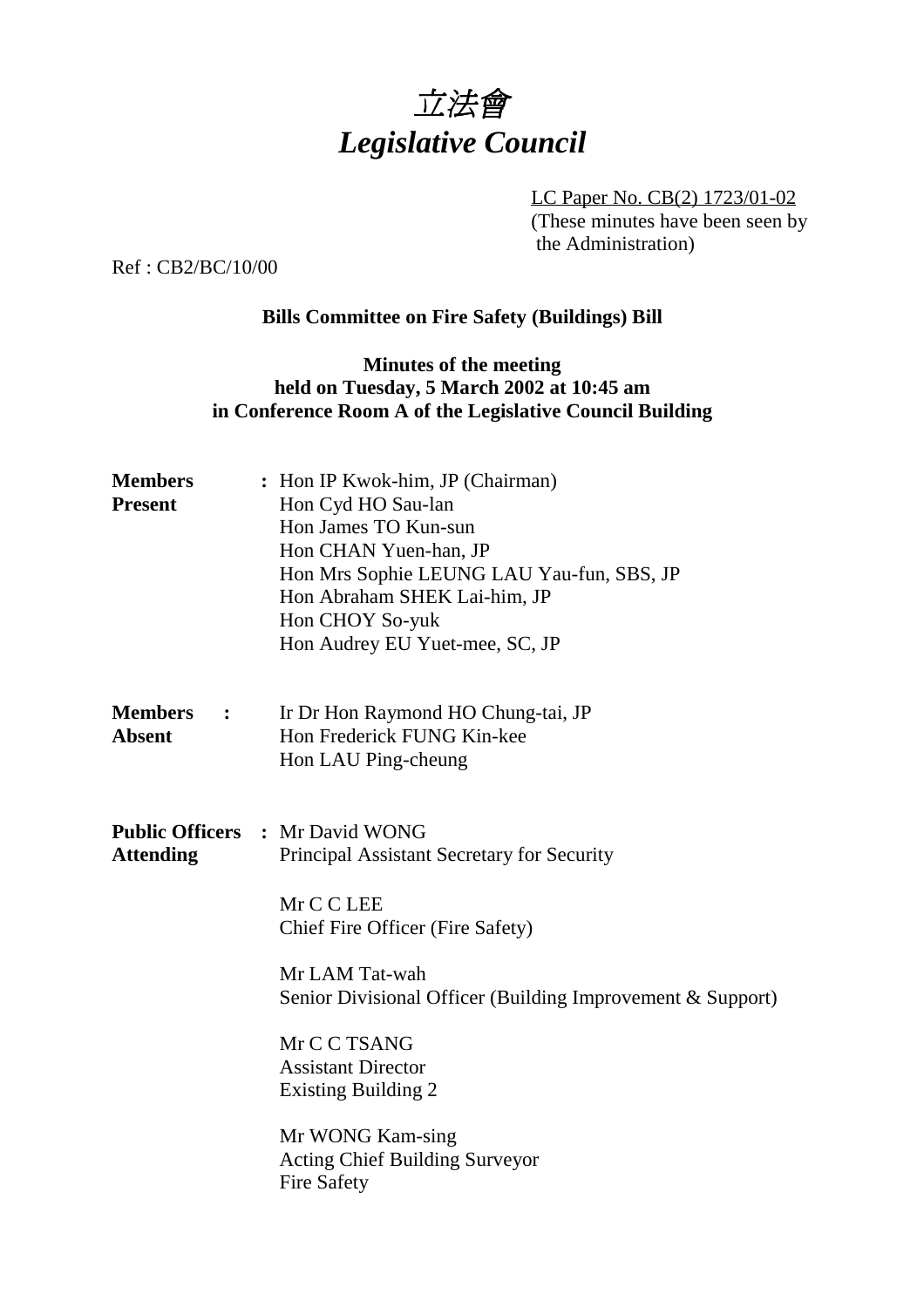# *立法會*
# *Legislative Council*

LC Paper No. CB(2) 1723/01-02
(These minutes have been seen by the Administration)

Ref : CB2/BC/10/00

**Bills Committee on Fire Safety (Buildings) Bill**

**Minutes of the meeting**
**held on Tuesday, 5 March 2002 at 10:45 am**
**in Conference Room A of the Legislative Council Building**

| | | |
|---|---|---|
| **Members Present** | : | Hon IP Kwok-him, JP (Chairman)<br>Hon Cyd HO Sau-lan<br>Hon James TO Kun-sun<br>Hon CHAN Yuen-han, JP<br>Hon Mrs Sophie LEUNG LAU Yau-fun, SBS, JP<br>Hon Abraham SHEK Lai-him, JP<br>Hon CHOY So-yuk<br>Hon Audrey EU Yuet-mee, SC, JP |
| **Members Absent** | : | Ir Dr Hon Raymond HO Chung-tai, JP<br>Hon Frederick FUNG Kin-kee<br>Hon LAU Ping-cheung |
| **Public Officers Attending** | : | Mr David WONG<br>Principal Assistant Secretary for Security<br><br>Mr C C LEE<br>Chief Fire Officer (Fire Safety)<br><br>Mr LAM Tat-wah<br>Senior Divisional Officer (Building Improvement & Support)<br><br>Mr C C TSANG<br>Assistant Director<br>Existing Building 2<br><br>Mr WONG Kam-sing<br>Acting Chief Building Surveyor<br>Fire Safety |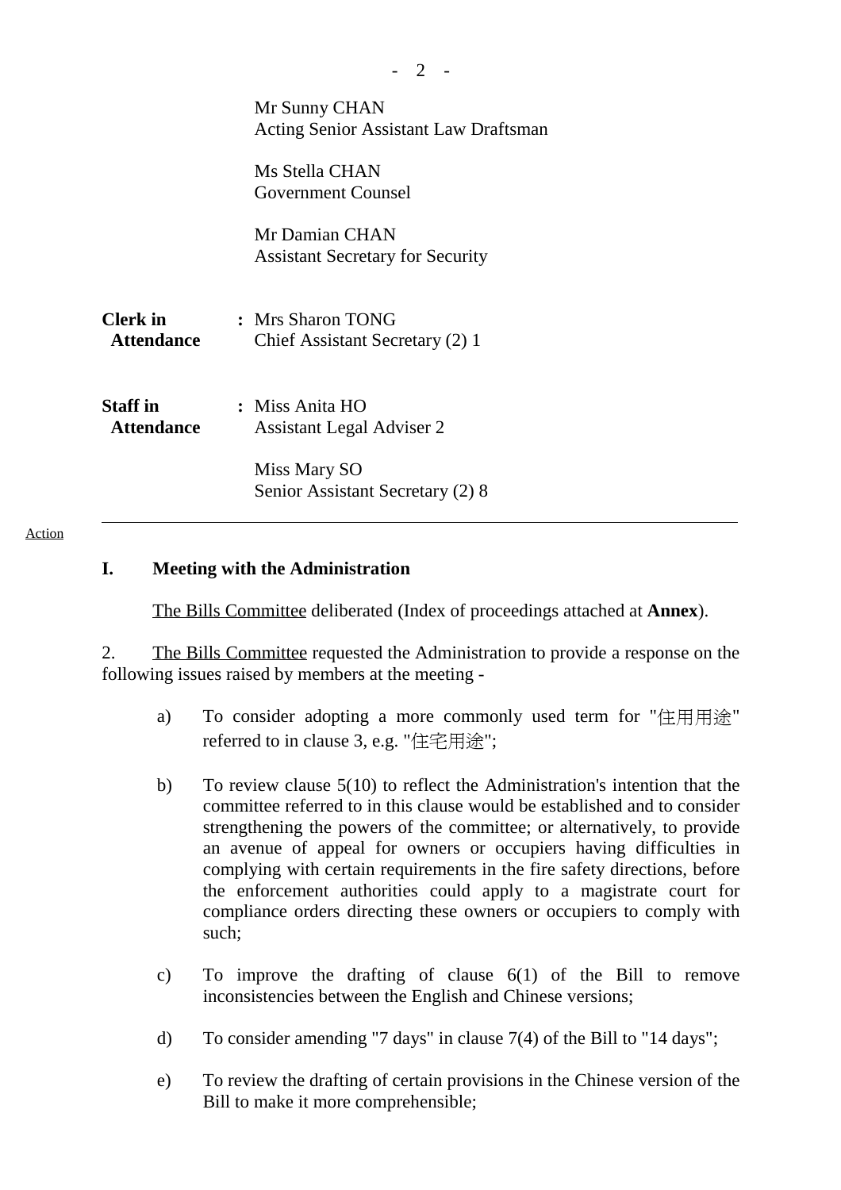Mr Sunny CHAN
Acting Senior Assistant Law Draftsman

Ms Stella CHAN
Government Counsel

Mr Damian CHAN
Assistant Secretary for Security

**Clerk in Attendance** : Mrs Sharon TONG
Chief Assistant Secretary (2) 1

**Staff in Attendance** : Miss Anita HO
Assistant Legal Adviser 2

Miss Mary SO
Senior Assistant Secretary (2) 8

---

Action

## I. Meeting with the Administration

The Bills Committee deliberated (Index of proceedings attached at **Annex**).

2. The Bills Committee requested the Administration to provide a response on the following issues raised by members at the meeting -

a) To consider adopting a more commonly used term for "住用用途" referred to in clause 3, e.g. "住宅用途";

b) To review clause 5(10) to reflect the Administration's intention that the committee referred to in this clause would be established and to consider strengthening the powers of the committee; or alternatively, to provide an avenue of appeal for owners or occupiers having difficulties in complying with certain requirements in the fire safety directions, before the enforcement authorities could apply to a magistrate court for compliance orders directing these owners or occupiers to comply with such;

c) To improve the drafting of clause 6(1) of the Bill to remove inconsistencies between the English and Chinese versions;

d) To consider amending "7 days" in clause 7(4) of the Bill to "14 days";

e) To review the drafting of certain provisions in the Chinese version of the Bill to make it more comprehensible;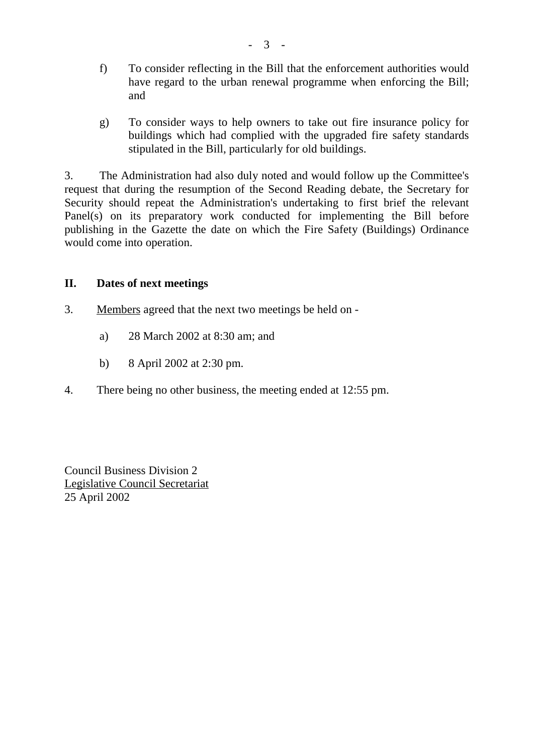f) To consider reflecting in the Bill that the enforcement authorities would have regard to the urban renewal programme when enforcing the Bill; and

g) To consider ways to help owners to take out fire insurance policy for buildings which had complied with the upgraded fire safety standards stipulated in the Bill, particularly for old buildings.

3. The Administration had also duly noted and would follow up the Committee's request that during the resumption of the Second Reading debate, the Secretary for Security should repeat the Administration's undertaking to first brief the relevant Panel(s) on its preparatory work conducted for implementing the Bill before publishing in the Gazette the date on which the Fire Safety (Buildings) Ordinance would come into operation.

## II. Dates of next meetings

3. Members agreed that the next two meetings be held on -

a) 28 March 2002 at 8:30 am; and

b) 8 April 2002 at 2:30 pm.

4. There being no other business, the meeting ended at 12:55 pm.

Council Business Division 2
Legislative Council Secretariat
25 April 2002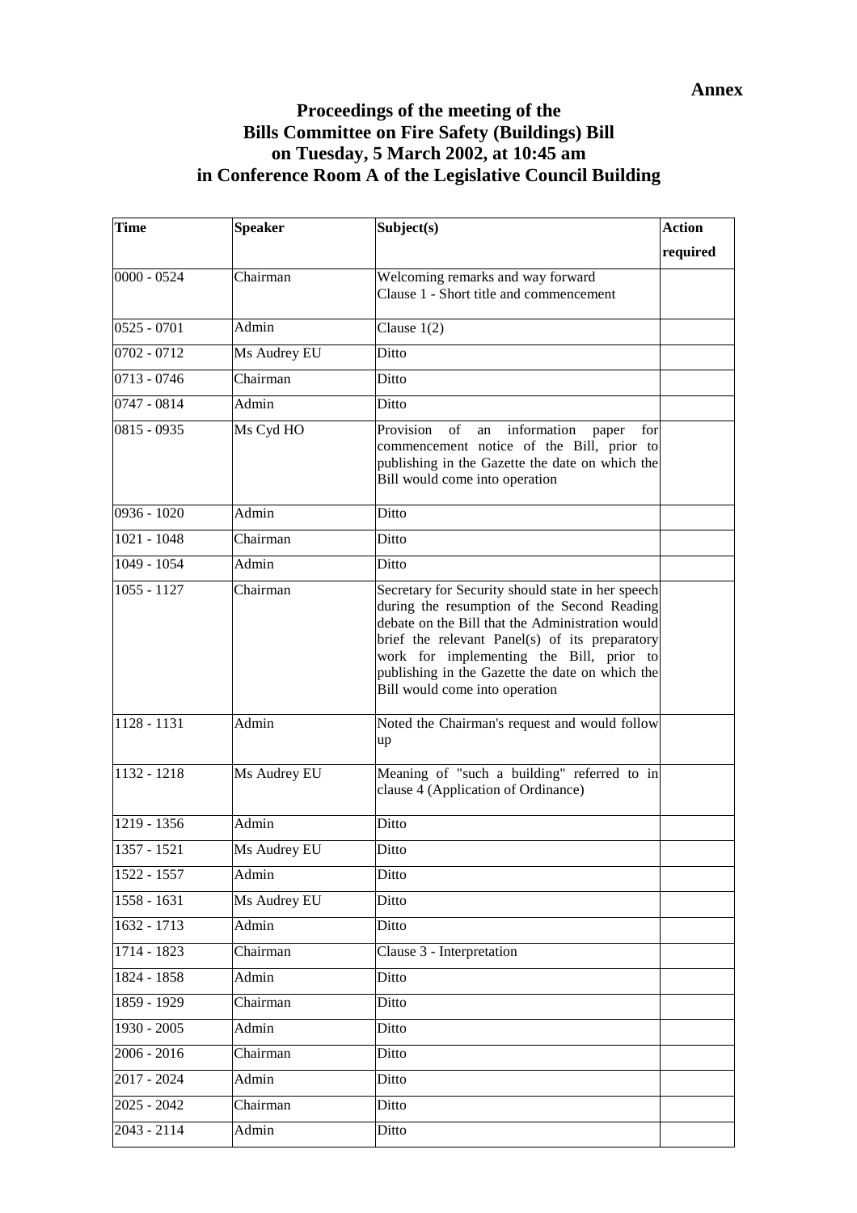**Annex**

# Proceedings of the meeting of the Bills Committee on Fire Safety (Buildings) Bill on Tuesday, 5 March 2002, at 10:45 am in Conference Room A of the Legislative Council Building

| Time | Speaker | Subject(s) | Action required |
|---|---|---|---|
| 0000 - 0524 | Chairman | Welcoming remarks and way forward<br>Clause 1 - Short title and commencement | |
| 0525 - 0701 | Admin | Clause 1(2) | |
| 0702 - 0712 | Ms Audrey EU | Ditto | |
| 0713 - 0746 | Chairman | Ditto | |
| 0747 - 0814 | Admin | Ditto | |
| 0815 - 0935 | Ms Cyd HO | Provision of an information paper for commencement notice of the Bill, prior to publishing in the Gazette the date on which the Bill would come into operation | |
| 0936 - 1020 | Admin | Ditto | |
| 1021 - 1048 | Chairman | Ditto | |
| 1049 - 1054 | Admin | Ditto | |
| 1055 - 1127 | Chairman | Secretary for Security should state in her speech during the resumption of the Second Reading debate on the Bill that the Administration would brief the relevant Panel(s) of its preparatory work for implementing the Bill, prior to publishing in the Gazette the date on which the Bill would come into operation | |
| 1128 - 1131 | Admin | Noted the Chairman's request and would follow up | |
| 1132 - 1218 | Ms Audrey EU | Meaning of "such a building" referred to in clause 4 (Application of Ordinance) | |
| 1219 - 1356 | Admin | Ditto | |
| 1357 - 1521 | Ms Audrey EU | Ditto | |
| 1522 - 1557 | Admin | Ditto | |
| 1558 - 1631 | Ms Audrey EU | Ditto | |
| 1632 - 1713 | Admin | Ditto | |
| 1714 - 1823 | Chairman | Clause 3 - Interpretation | |
| 1824 - 1858 | Admin | Ditto | |
| 1859 - 1929 | Chairman | Ditto | |
| 1930 - 2005 | Admin | Ditto | |
| 2006 - 2016 | Chairman | Ditto | |
| 2017 - 2024 | Admin | Ditto | |
| 2025 - 2042 | Chairman | Ditto | |
| 2043 - 2114 | Admin | Ditto | |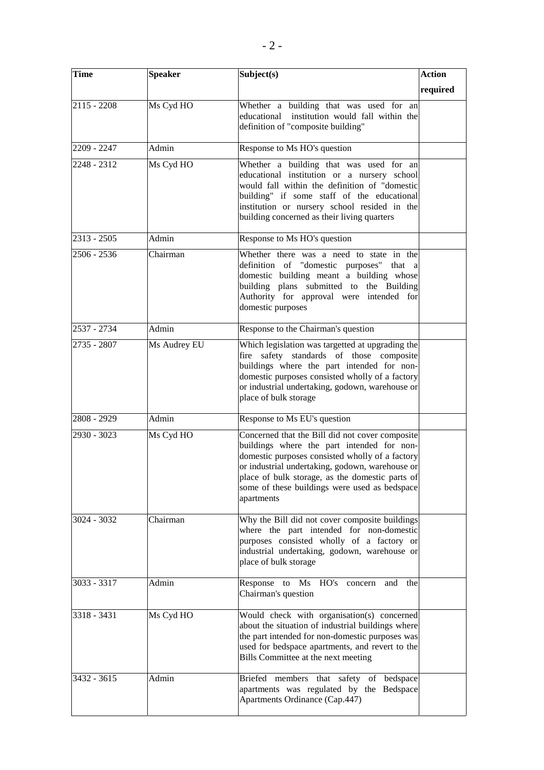| Time | Speaker | Subject(s) | Action required |
|---|---|---|---|
| 2115 - 2208 | Ms Cyd HO | Whether a building that was used for an educational institution would fall within the definition of "composite building" | |
| 2209 - 2247 | Admin | Response to Ms HO's question | |
| 2248 - 2312 | Ms Cyd HO | Whether a building that was used for an educational institution or a nursery school would fall within the definition of "domestic building" if some staff of the educational institution or nursery school resided in the building concerned as their living quarters | |
| 2313 - 2505 | Admin | Response to Ms HO's question | |
| 2506 - 2536 | Chairman | Whether there was a need to state in the definition of "domestic purposes" that a domestic building meant a building whose building plans submitted to the Building Authority for approval were intended for domestic purposes | |
| 2537 - 2734 | Admin | Response to the Chairman's question | |
| 2735 - 2807 | Ms Audrey EU | Which legislation was targetted at upgrading the fire safety standards of those composite buildings where the part intended for non-domestic purposes consisted wholly of a factory or industrial undertaking, godown, warehouse or place of bulk storage | |
| 2808 - 2929 | Admin | Response to Ms EU's question | |
| 2930 - 3023 | Ms Cyd HO | Concerned that the Bill did not cover composite buildings where the part intended for non-domestic purposes consisted wholly of a factory or industrial undertaking, godown, warehouse or place of bulk storage, as the domestic parts of some of these buildings were used as bedspace apartments | |
| 3024 - 3032 | Chairman | Why the Bill did not cover composite buildings where the part intended for non-domestic purposes consisted wholly of a factory or industrial undertaking, godown, warehouse or place of bulk storage | |
| 3033 - 3317 | Admin | Response to Ms HO's concern and the Chairman's question | |
| 3318 - 3431 | Ms Cyd HO | Would check with organisation(s) concerned about the situation of industrial buildings where the part intended for non-domestic purposes was used for bedspace apartments, and revert to the Bills Committee at the next meeting | |
| 3432 - 3615 | Admin | Briefed members that safety of bedspace apartments was regulated by the Bedspace Apartments Ordinance (Cap.447) | |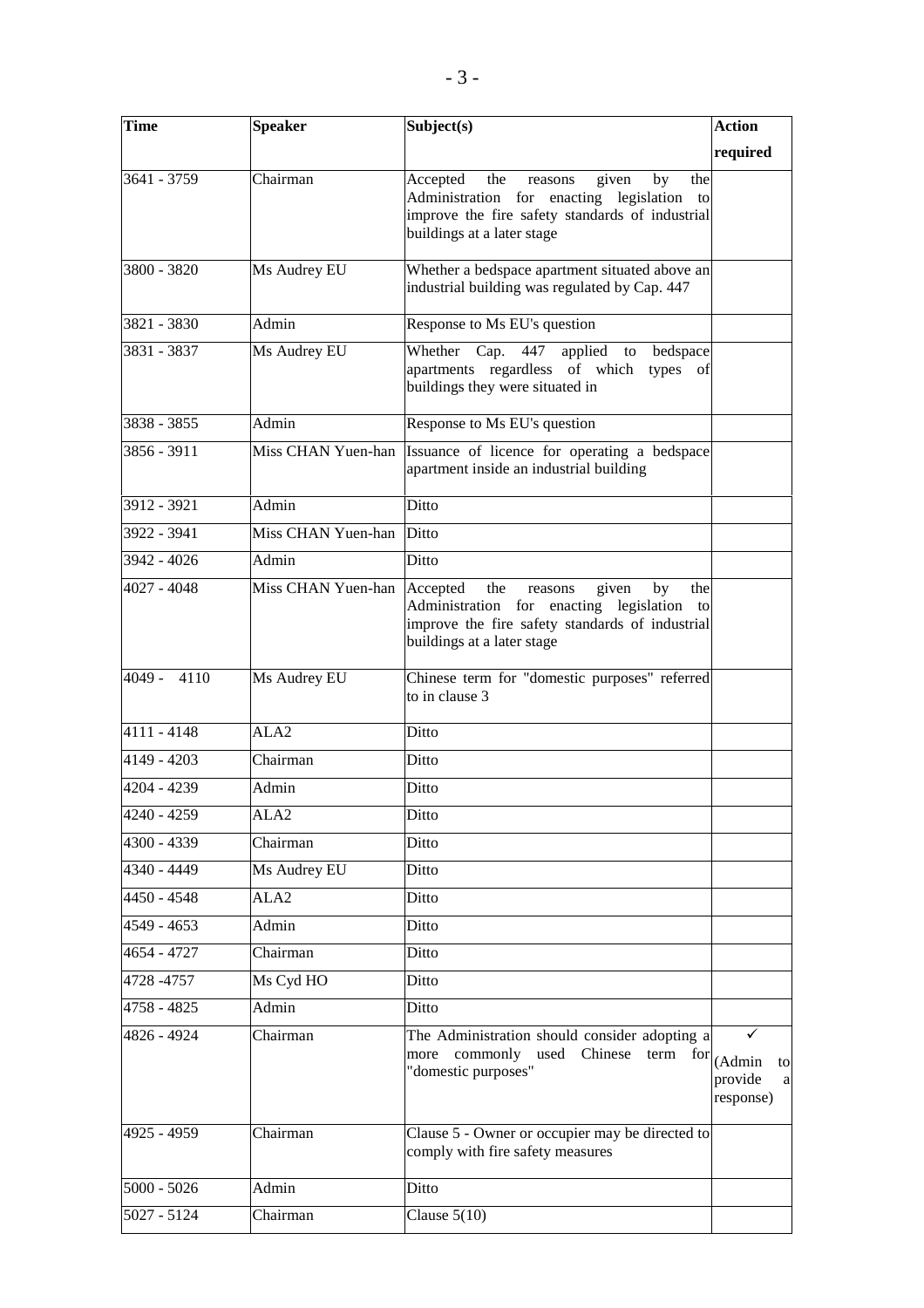| Time | Speaker | Subject(s) | Action required |
|---|---|---|---|
| 3641 - 3759 | Chairman | Accepted the reasons given by the Administration for enacting legislation to improve the fire safety standards of industrial buildings at a later stage | |
| 3800 - 3820 | Ms Audrey EU | Whether a bedspace apartment situated above an industrial building was regulated by Cap. 447 | |
| 3821 - 3830 | Admin | Response to Ms EU's question | |
| 3831 - 3837 | Ms Audrey EU | Whether Cap. 447 applied to bedspace apartments regardless of which types of buildings they were situated in | |
| 3838 - 3855 | Admin | Response to Ms EU's question | |
| 3856 - 3911 | Miss CHAN Yuen-han | Issuance of licence for operating a bedspace apartment inside an industrial building | |
| 3912 - 3921 | Admin | Ditto | |
| 3922 - 3941 | Miss CHAN Yuen-han | Ditto | |
| 3942 - 4026 | Admin | Ditto | |
| 4027 - 4048 | Miss CHAN Yuen-han | Accepted the reasons given by the Administration for enacting legislation to improve the fire safety standards of industrial buildings at a later stage | |
| 4049 - 4110 | Ms Audrey EU | Chinese term for "domestic purposes" referred to in clause 3 | |
| 4111 - 4148 | ALA2 | Ditto | |
| 4149 - 4203 | Chairman | Ditto | |
| 4204 - 4239 | Admin | Ditto | |
| 4240 - 4259 | ALA2 | Ditto | |
| 4300 - 4339 | Chairman | Ditto | |
| 4340 - 4449 | Ms Audrey EU | Ditto | |
| 4450 - 4548 | ALA2 | Ditto | |
| 4549 - 4653 | Admin | Ditto | |
| 4654 - 4727 | Chairman | Ditto | |
| 4728 -4757 | Ms Cyd HO | Ditto | |
| 4758 - 4825 | Admin | Ditto | |
| 4826 - 4924 | Chairman | The Administration should consider adopting a more commonly used Chinese term for "domestic purposes" | ✓ (Admin to provide a response) |
| 4925 - 4959 | Chairman | Clause 5 - Owner or occupier may be directed to comply with fire safety measures | |
| 5000 - 5026 | Admin | Ditto | |
| 5027 - 5124 | Chairman | Clause 5(10) | |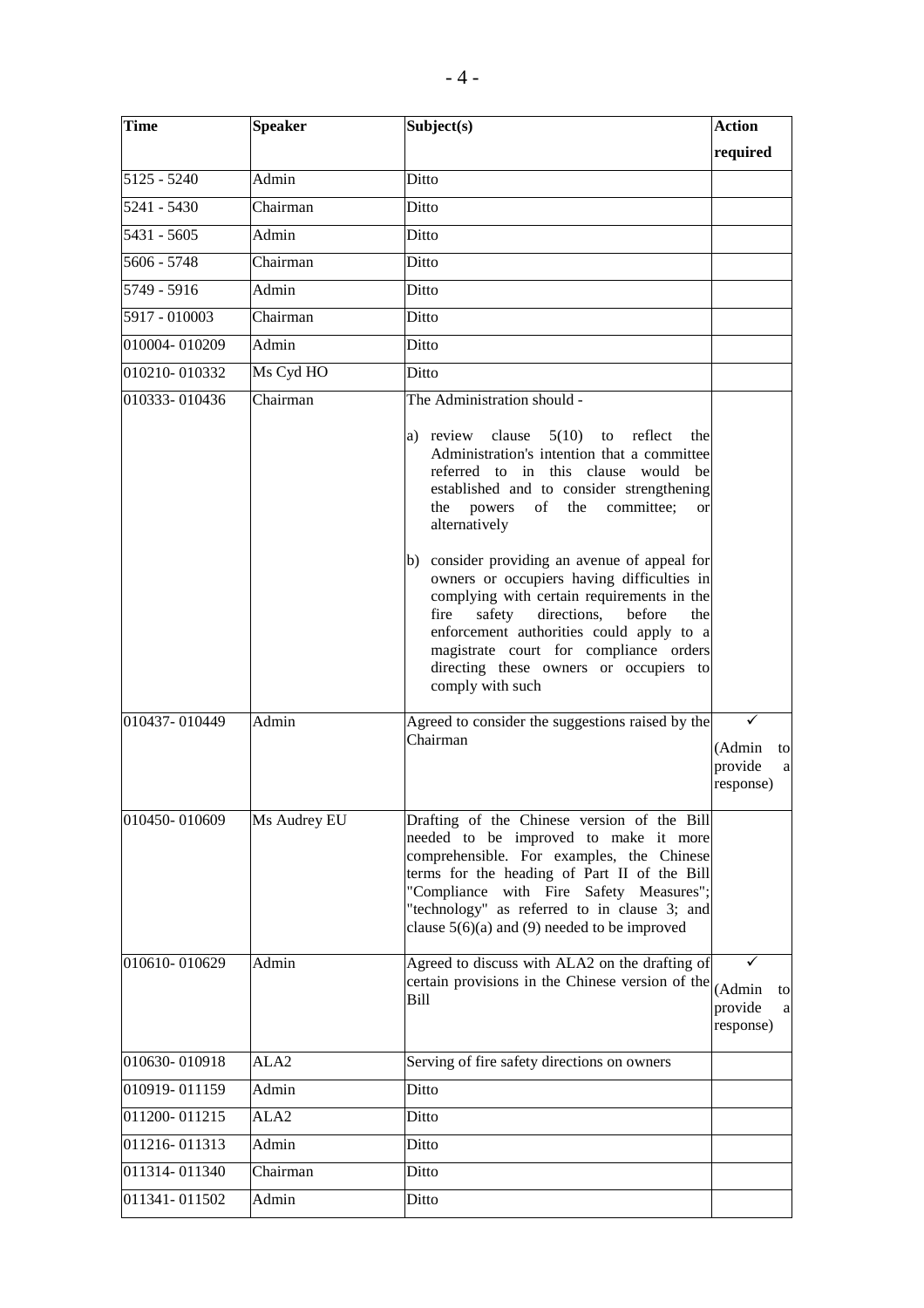| Time | Speaker | Subject(s) | Action required |
|---|---|---|---|
| 5125 - 5240 | Admin | Ditto | |
| 5241 - 5430 | Chairman | Ditto | |
| 5431 - 5605 | Admin | Ditto | |
| 5606 - 5748 | Chairman | Ditto | |
| 5749 - 5916 | Admin | Ditto | |
| 5917 - 010003 | Chairman | Ditto | |
| 010004- 010209 | Admin | Ditto | |
| 010210- 010332 | Ms Cyd HO | Ditto | |
| 010333- 010436 | Chairman | The Administration should - <br><br> a) review clause 5(10) to reflect the Administration's intention that a committee referred to in this clause would be established and to consider strengthening the powers of the committee; or alternatively <br><br> b) consider providing an avenue of appeal for owners or occupiers having difficulties in complying with certain requirements in the fire safety directions, before the enforcement authorities could apply to a magistrate court for compliance orders directing these owners or occupiers to comply with such | |
| 010437- 010449 | Admin | Agreed to consider the suggestions raised by the Chairman | ✓ <br>(Admin to provide a response) |
| 010450- 010609 | Ms Audrey EU | Drafting of the Chinese version of the Bill needed to be improved to make it more comprehensible. For examples, the Chinese terms for the heading of Part II of the Bill "Compliance with Fire Safety Measures"; "technology" as referred to in clause 3; and clause 5(6)(a) and (9) needed to be improved | |
| 010610- 010629 | Admin | Agreed to discuss with ALA2 on the drafting of certain provisions in the Chinese version of the Bill | ✓ <br>(Admin to provide a response) |
| 010630- 010918 | ALA2 | Serving of fire safety directions on owners | |
| 010919- 011159 | Admin | Ditto | |
| 011200- 011215 | ALA2 | Ditto | |
| 011216- 011313 | Admin | Ditto | |
| 011314- 011340 | Chairman | Ditto | |
| 011341- 011502 | Admin | Ditto | |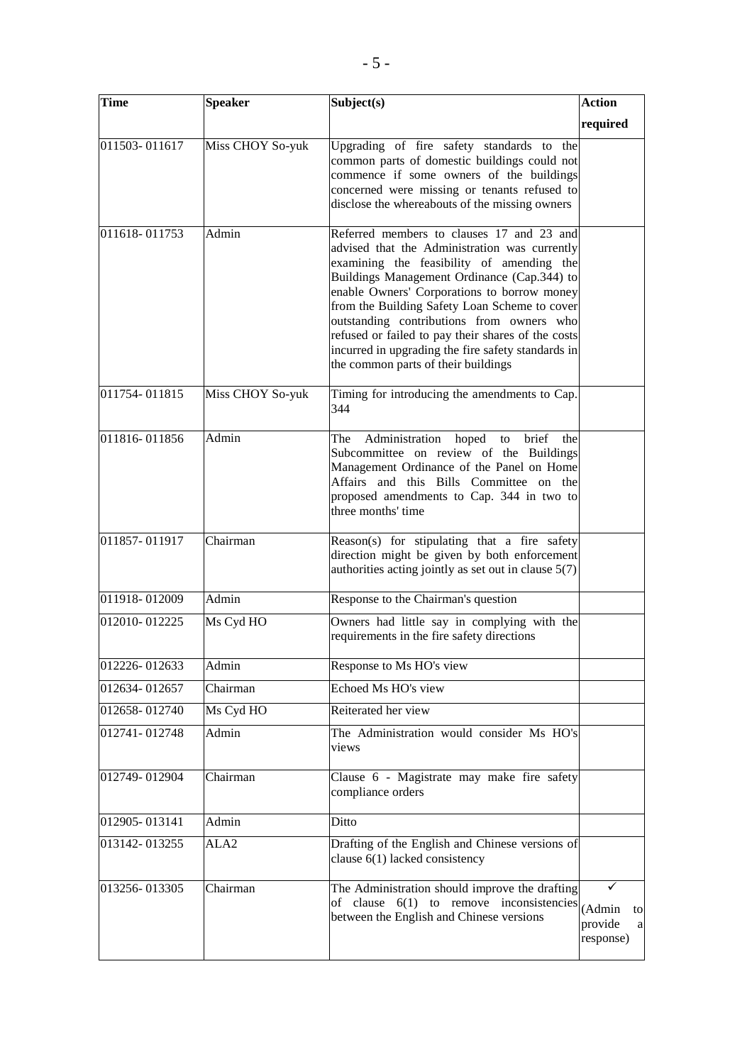| Time | Speaker | Subject(s) | Action required |
|---|---|---|---|
| 011503- 011617 | Miss CHOY So-yuk | Upgrading of fire safety standards to the common parts of domestic buildings could not commence if some owners of the buildings concerned were missing or tenants refused to disclose the whereabouts of the missing owners | |
| 011618- 011753 | Admin | Referred members to clauses 17 and 23 and advised that the Administration was currently examining the feasibility of amending the Buildings Management Ordinance (Cap.344) to enable Owners' Corporations to borrow money from the Building Safety Loan Scheme to cover outstanding contributions from owners who refused or failed to pay their shares of the costs incurred in upgrading the fire safety standards in the common parts of their buildings | |
| 011754- 011815 | Miss CHOY So-yuk | Timing for introducing the amendments to Cap. 344 | |
| 011816- 011856 | Admin | The Administration hoped to brief the Subcommittee on review of the Buildings Management Ordinance of the Panel on Home Affairs and this Bills Committee on the proposed amendments to Cap. 344 in two to three months' time | |
| 011857- 011917 | Chairman | Reason(s) for stipulating that a fire safety direction might be given by both enforcement authorities acting jointly as set out in clause 5(7) | |
| 011918- 012009 | Admin | Response to the Chairman's question | |
| 012010- 012225 | Ms Cyd HO | Owners had little say in complying with the requirements in the fire safety directions | |
| 012226- 012633 | Admin | Response to Ms HO's view | |
| 012634- 012657 | Chairman | Echoed Ms HO's view | |
| 012658- 012740 | Ms Cyd HO | Reiterated her view | |
| 012741- 012748 | Admin | The Administration would consider Ms HO's views | |
| 012749- 012904 | Chairman | Clause 6 - Magistrate may make fire safety compliance orders | |
| 012905- 013141 | Admin | Ditto | |
| 013142- 013255 | ALA2 | Drafting of the English and Chinese versions of clause 6(1) lacked consistency | |
| 013256- 013305 | Chairman | The Administration should improve the drafting of clause 6(1) to remove inconsistencies between the English and Chinese versions | ✓ (Admin to provide a response) |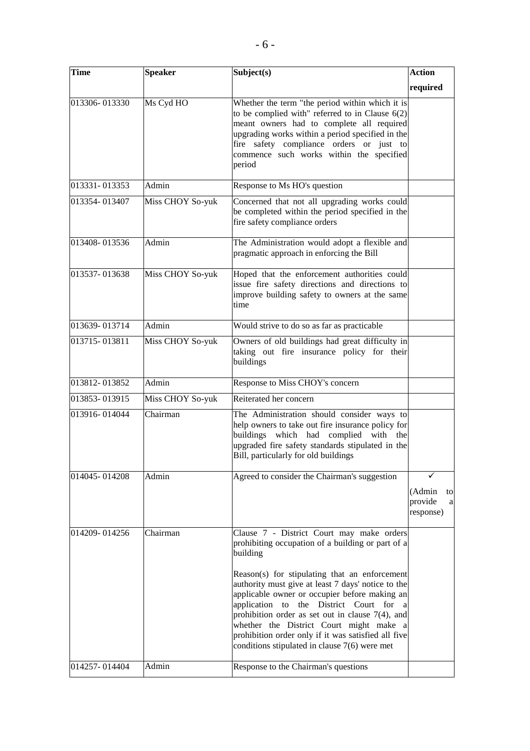| Time | Speaker | Subject(s) | Action required |
|---|---|---|---|
| 013306- 013330 | Ms Cyd HO | Whether the term "the period within which it is to be complied with" referred to in Clause 6(2) meant owners had to complete all required upgrading works within a period specified in the fire safety compliance orders or just to commence such works within the specified period | |
| 013331- 013353 | Admin | Response to Ms HO's question | |
| 013354- 013407 | Miss CHOY So-yuk | Concerned that not all upgrading works could be completed within the period specified in the fire safety compliance orders | |
| 013408- 013536 | Admin | The Administration would adopt a flexible and pragmatic approach in enforcing the Bill | |
| 013537- 013638 | Miss CHOY So-yuk | Hoped that the enforcement authorities could issue fire safety directions and directions to improve building safety to owners at the same time | |
| 013639- 013714 | Admin | Would strive to do so as far as practicable | |
| 013715- 013811 | Miss CHOY So-yuk | Owners of old buildings had great difficulty in taking out fire insurance policy for their buildings | |
| 013812- 013852 | Admin | Response to Miss CHOY's concern | |
| 013853- 013915 | Miss CHOY So-yuk | Reiterated her concern | |
| 013916- 014044 | Chairman | The Administration should consider ways to help owners to take out fire insurance policy for buildings which had complied with the upgraded fire safety standards stipulated in the Bill, particularly for old buildings | |
| 014045- 014208 | Admin | Agreed to consider the Chairman's suggestion | ✓ (Admin to provide a response) |
| 014209- 014256 | Chairman | Clause 7 - District Court may make orders prohibiting occupation of a building or part of a building<br><br>Reason(s) for stipulating that an enforcement authority must give at least 7 days' notice to the applicable owner or occupier before making an application to the District Court for a prohibition order as set out in clause 7(4), and whether the District Court might make a prohibition order only if it was satisfied all five conditions stipulated in clause 7(6) were met | |
| 014257- 014404 | Admin | Response to the Chairman's questions | |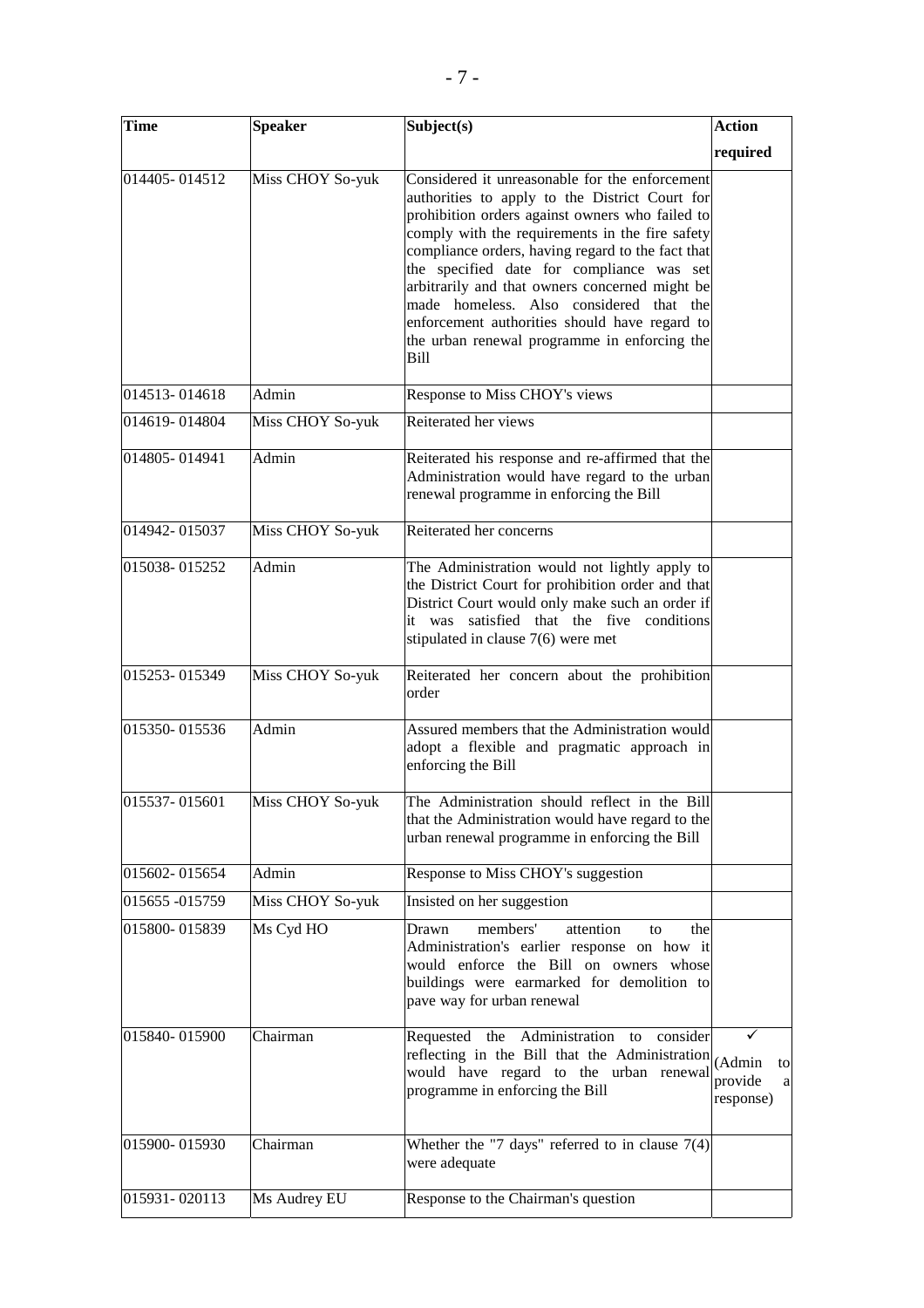| Time | Speaker | Subject(s) | Action required |
|---|---|---|---|
| 014405- 014512 | Miss CHOY So-yuk | Considered it unreasonable for the enforcement authorities to apply to the District Court for prohibition orders against owners who failed to comply with the requirements in the fire safety compliance orders, having regard to the fact that the specified date for compliance was set arbitrarily and that owners concerned might be made homeless. Also considered that the enforcement authorities should have regard to the urban renewal programme in enforcing the Bill | |
| 014513- 014618 | Admin | Response to Miss CHOY's views | |
| 014619- 014804 | Miss CHOY So-yuk | Reiterated her views | |
| 014805- 014941 | Admin | Reiterated his response and re-affirmed that the Administration would have regard to the urban renewal programme in enforcing the Bill | |
| 014942- 015037 | Miss CHOY So-yuk | Reiterated her concerns | |
| 015038- 015252 | Admin | The Administration would not lightly apply to the District Court for prohibition order and that District Court would only make such an order if it was satisfied that the five conditions stipulated in clause 7(6) were met | |
| 015253- 015349 | Miss CHOY So-yuk | Reiterated her concern about the prohibition order | |
| 015350- 015536 | Admin | Assured members that the Administration would adopt a flexible and pragmatic approach in enforcing the Bill | |
| 015537- 015601 | Miss CHOY So-yuk | The Administration should reflect in the Bill that the Administration would have regard to the urban renewal programme in enforcing the Bill | |
| 015602- 015654 | Admin | Response to Miss CHOY's suggestion | |
| 015655 -015759 | Miss CHOY So-yuk | Insisted on her suggestion | |
| 015800- 015839 | Ms Cyd HO | Drawn members' attention to the Administration's earlier response on how it would enforce the Bill on owners whose buildings were earmarked for demolition to pave way for urban renewal | |
| 015840- 015900 | Chairman | Requested the Administration to consider reflecting in the Bill that the Administration would have regard to the urban renewal programme in enforcing the Bill | ✓ (Admin to provide a response) |
| 015900- 015930 | Chairman | Whether the "7 days" referred to in clause 7(4) were adequate | |
| 015931- 020113 | Ms Audrey EU | Response to the Chairman's question | |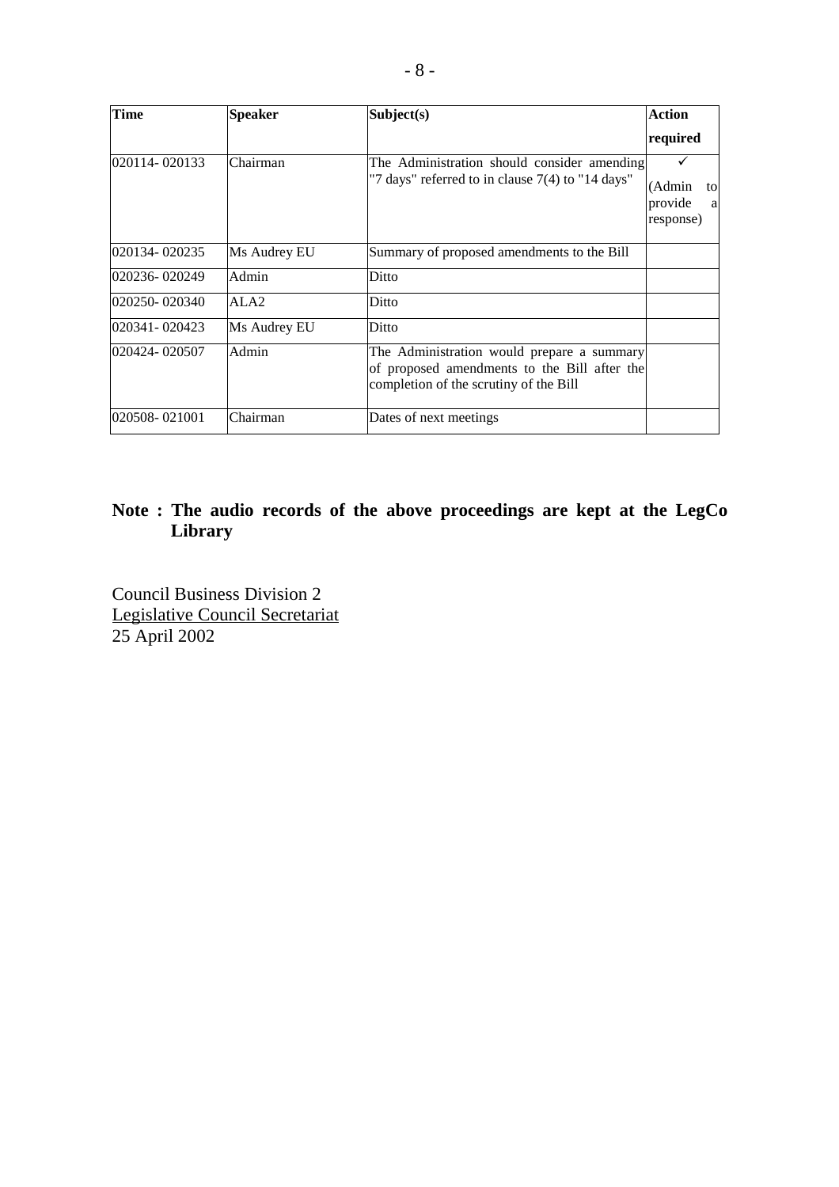| Time | Speaker | Subject(s) | Action required |
|---|---|---|---|
| 020114- 020133 | Chairman | The Administration should consider amending "7 days" referred to in clause 7(4) to "14 days" | ✓ (Admin to provide a response) |
| 020134- 020235 | Ms Audrey EU | Summary of proposed amendments to the Bill | |
| 020236- 020249 | Admin | Ditto | |
| 020250- 020340 | ALA2 | Ditto | |
| 020341- 020423 | Ms Audrey EU | Ditto | |
| 020424- 020507 | Admin | The Administration would prepare a summary of proposed amendments to the Bill after the completion of the scrutiny of the Bill | |
| 020508- 021001 | Chairman | Dates of next meetings | |

**Note : The audio records of the above proceedings are kept at the LegCo Library**

Council Business Division 2
Legislative Council Secretariat
25 April 2002